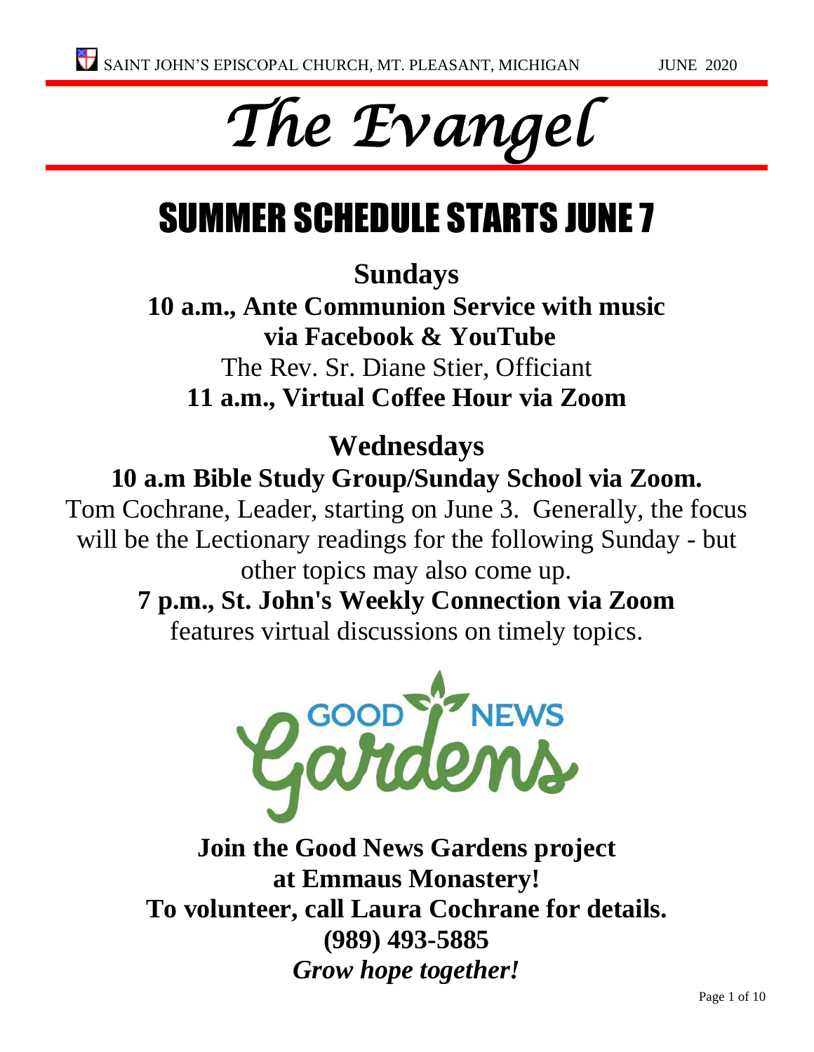# The Evangel

## SUMMER SCHEDULE STARTS JUNE 7

### Sundays

**10 a.m., Ante Communion Service with music via Facebook & YouTube**
The Rev. Sr. Diane Stier, Officiant
**11 a.m., Virtual Coffee Hour via Zoom**

### Wednesdays

**10 a.m Bible Study Group/Sunday School via Zoom.**
Tom Cochrane, Leader, starting on June 3. Generally, the focus will be the Lectionary readings for the following Sunday - but other topics may also come up.

**7 p.m., St. John's Weekly Connection via Zoom**
features virtual discussions on timely topics.

GOOD NEWS Gardens

**Join the Good News Gardens project at Emmaus Monastery!**
**To volunteer, call Laura Cochrane for details.**
**(989) 493-5885**
***Grow hope together!***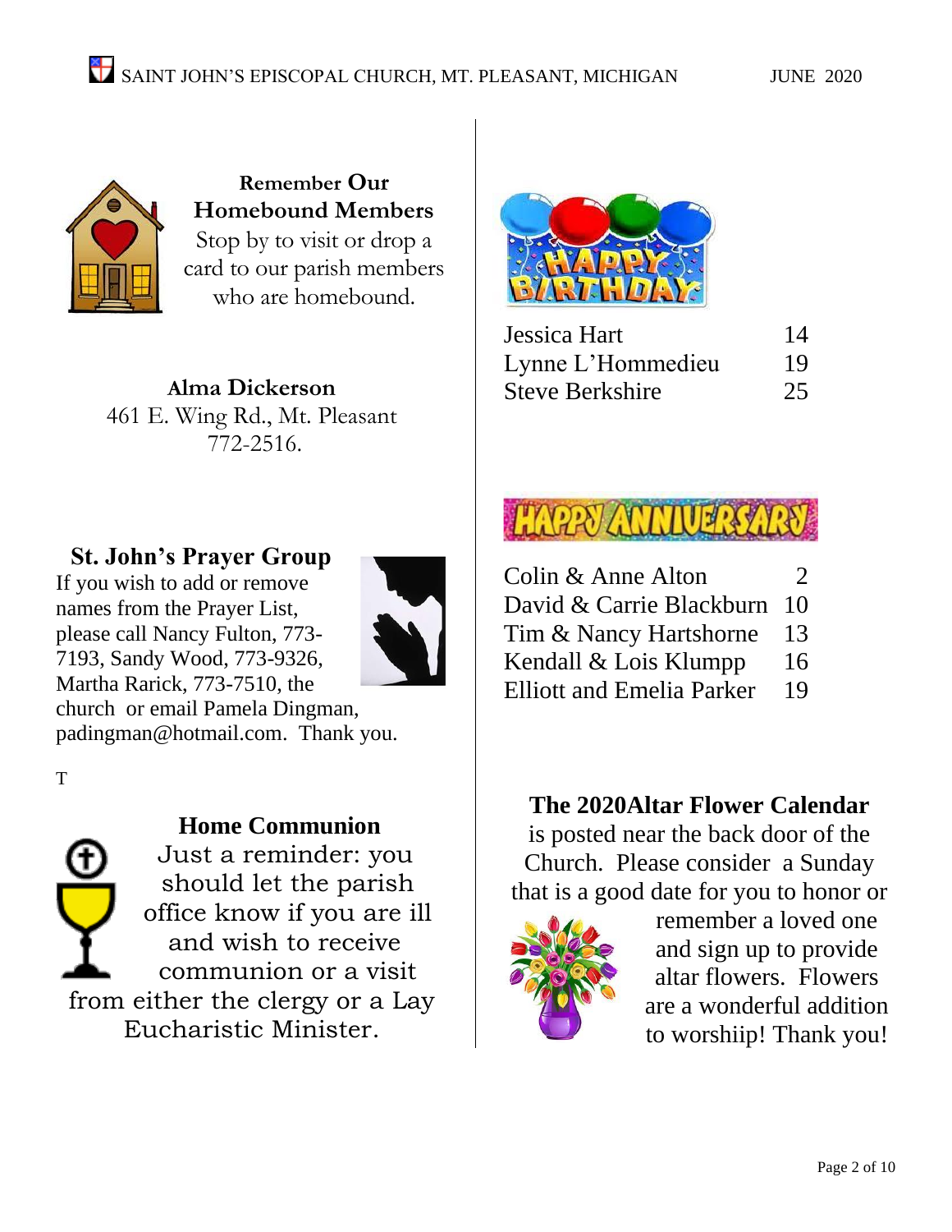## Remember Our Homebound Members

Stop by to visit or drop a card to our parish members who are homebound.

**Alma Dickerson**
461 E. Wing Rd., Mt. Pleasant
772-2516.

## St. John's Prayer Group

If you wish to add or remove names from the Prayer List, please call Nancy Fulton, 773-7193, Sandy Wood, 773-9326, Martha Rarick, 773-7510, the church or email Pamela Dingman, padingman@hotmail.com. Thank you.

T

## Home Communion

Just a reminder: you should let the parish office know if you are ill and wish to receive communion or a visit from either the clergy or a Lay Eucharistic Minister.

## HAPPY BIRTHDAY

| | |
|---|---|
| Jessica Hart | 14 |
| Lynne L'Hommedieu | 19 |
| Steve Berkshire | 25 |

## HAPPY ANNIVERSARY

| | |
|---|---|
| Colin & Anne Alton | 2 |
| David & Carrie Blackburn | 10 |
| Tim & Nancy Hartshorne | 13 |
| Kendall & Lois Klumpp | 16 |
| Elliott and Emelia Parker | 19 |

## The 2020Altar Flower Calendar

is posted near the back door of the Church. Please consider a Sunday that is a good date for you to honor or remember a loved one and sign up to provide altar flowers. Flowers are a wonderful addition to worshiip! Thank you!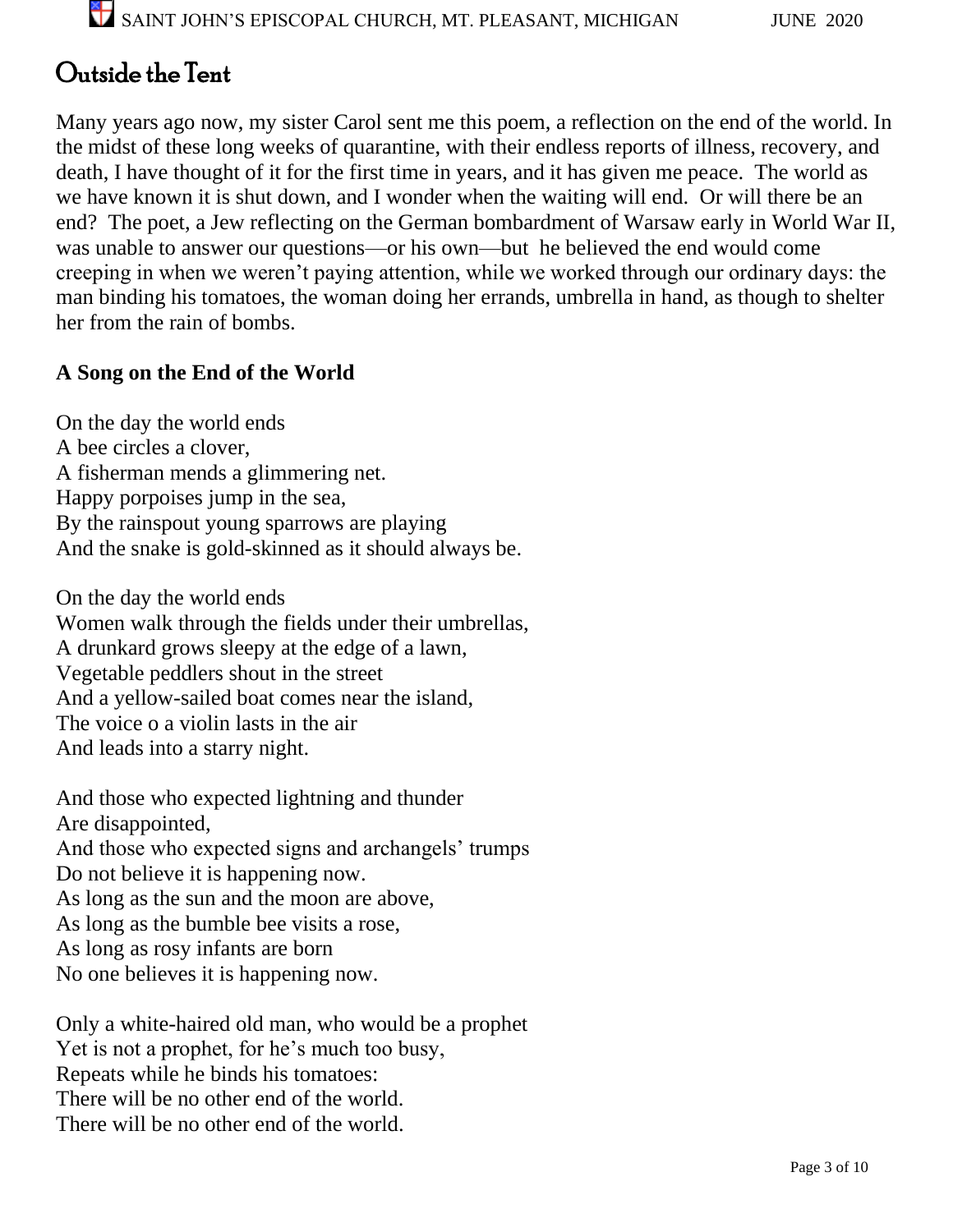# Outside the Tent

Many years ago now, my sister Carol sent me this poem, a reflection on the end of the world. In the midst of these long weeks of quarantine, with their endless reports of illness, recovery, and death, I have thought of it for the first time in years, and it has given me peace. The world as we have known it is shut down, and I wonder when the waiting will end. Or will there be an end? The poet, a Jew reflecting on the German bombardment of Warsaw early in World War II, was unable to answer our questions—or his own—but he believed the end would come creeping in when we weren't paying attention, while we worked through our ordinary days: the man binding his tomatoes, the woman doing her errands, umbrella in hand, as though to shelter her from the rain of bombs.

**A Song on the End of the World**

On the day the world ends  
A bee circles a clover,  
A fisherman mends a glimmering net.  
Happy porpoises jump in the sea,  
By the rainspout young sparrows are playing  
And the snake is gold-skinned as it should always be.

On the day the world ends  
Women walk through the fields under their umbrellas,  
A drunkard grows sleepy at the edge of a lawn,  
Vegetable peddlers shout in the street  
And a yellow-sailed boat comes near the island,  
The voice o a violin lasts in the air  
And leads into a starry night.

And those who expected lightning and thunder  
Are disappointed,  
And those who expected signs and archangels' trumps  
Do not believe it is happening now.  
As long as the sun and the moon are above,  
As long as the bumble bee visits a rose,  
As long as rosy infants are born  
No one believes it is happening now.

Only a white-haired old man, who would be a prophet  
Yet is not a prophet, for he's much too busy,  
Repeats while he binds his tomatoes:  
There will be no other end of the world.  
There will be no other end of the world.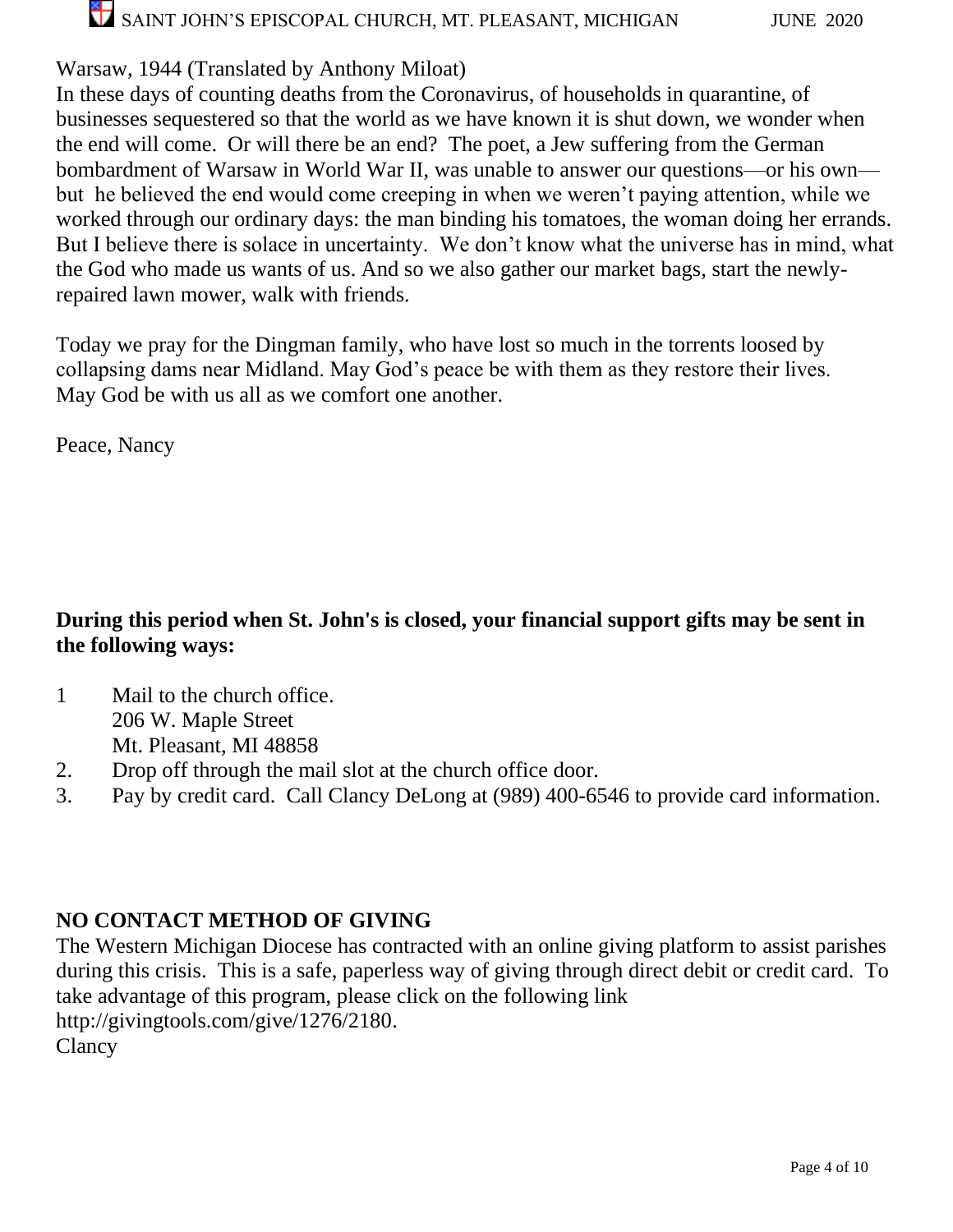Warsaw, 1944 (Translated by Anthony Miloat)
In these days of counting deaths from the Coronavirus, of households in quarantine, of businesses sequestered so that the world as we have known it is shut down, we wonder when the end will come. Or will there be an end? The poet, a Jew suffering from the German bombardment of Warsaw in World War II, was unable to answer our questions—or his own—but he believed the end would come creeping in when we weren't paying attention, while we worked through our ordinary days: the man binding his tomatoes, the woman doing her errands. But I believe there is solace in uncertainty. We don't know what the universe has in mind, what the God who made us wants of us. And so we also gather our market bags, start the newly-repaired lawn mower, walk with friends.

Today we pray for the Dingman family, who have lost so much in the torrents loosed by collapsing dams near Midland. May God's peace be with them as they restore their lives. May God be with us all as we comfort one another.

Peace, Nancy

**During this period when St. John's is closed, your financial support gifts may be sent in the following ways:**

1. Mail to the church office.
   206 W. Maple Street
   Mt. Pleasant, MI 48858
2. Drop off through the mail slot at the church office door.
3. Pay by credit card. Call Clancy DeLong at (989) 400-6546 to provide card information.

**NO CONTACT METHOD OF GIVING**

The Western Michigan Diocese has contracted with an online giving platform to assist parishes during this crisis. This is a safe, paperless way of giving through direct debit or credit card. To take advantage of this program, please click on the following link http://givingtools.com/give/1276/2180.
Clancy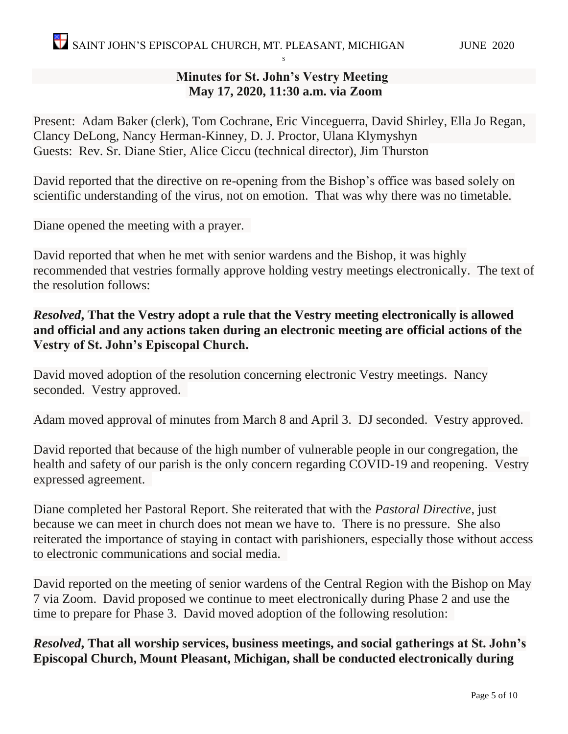**Minutes for St. John's Vestry Meeting**
**May 17, 2020, 11:30 a.m. via Zoom**

Present: Adam Baker (clerk), Tom Cochrane, Eric Vinceguerra, David Shirley, Ella Jo Regan, Clancy DeLong, Nancy Herman-Kinney, D. J. Proctor, Ulana Klymyshyn
Guests: Rev. Sr. Diane Stier, Alice Ciccu (technical director), Jim Thurston

David reported that the directive on re-opening from the Bishop's office was based solely on scientific understanding of the virus, not on emotion. That was why there was no timetable.

Diane opened the meeting with a prayer.

David reported that when he met with senior wardens and the Bishop, it was highly recommended that vestries formally approve holding vestry meetings electronically. The text of the resolution follows:

***Resolved*, That the Vestry adopt a rule that the Vestry meeting electronically is allowed and official and any actions taken during an electronic meeting are official actions of the Vestry of St. John's Episcopal Church.**

David moved adoption of the resolution concerning electronic Vestry meetings. Nancy seconded. Vestry approved.

Adam moved approval of minutes from March 8 and April 3. DJ seconded. Vestry approved.

David reported that because of the high number of vulnerable people in our congregation, the health and safety of our parish is the only concern regarding COVID-19 and reopening. Vestry expressed agreement.

Diane completed her Pastoral Report. She reiterated that with the *Pastoral Directive*, just because we can meet in church does not mean we have to. There is no pressure. She also reiterated the importance of staying in contact with parishioners, especially those without access to electronic communications and social media.

David reported on the meeting of senior wardens of the Central Region with the Bishop on May 7 via Zoom. David proposed we continue to meet electronically during Phase 2 and use the time to prepare for Phase 3. David moved adoption of the following resolution:

***Resolved*, That all worship services, business meetings, and social gatherings at St. John's Episcopal Church, Mount Pleasant, Michigan, shall be conducted electronically during**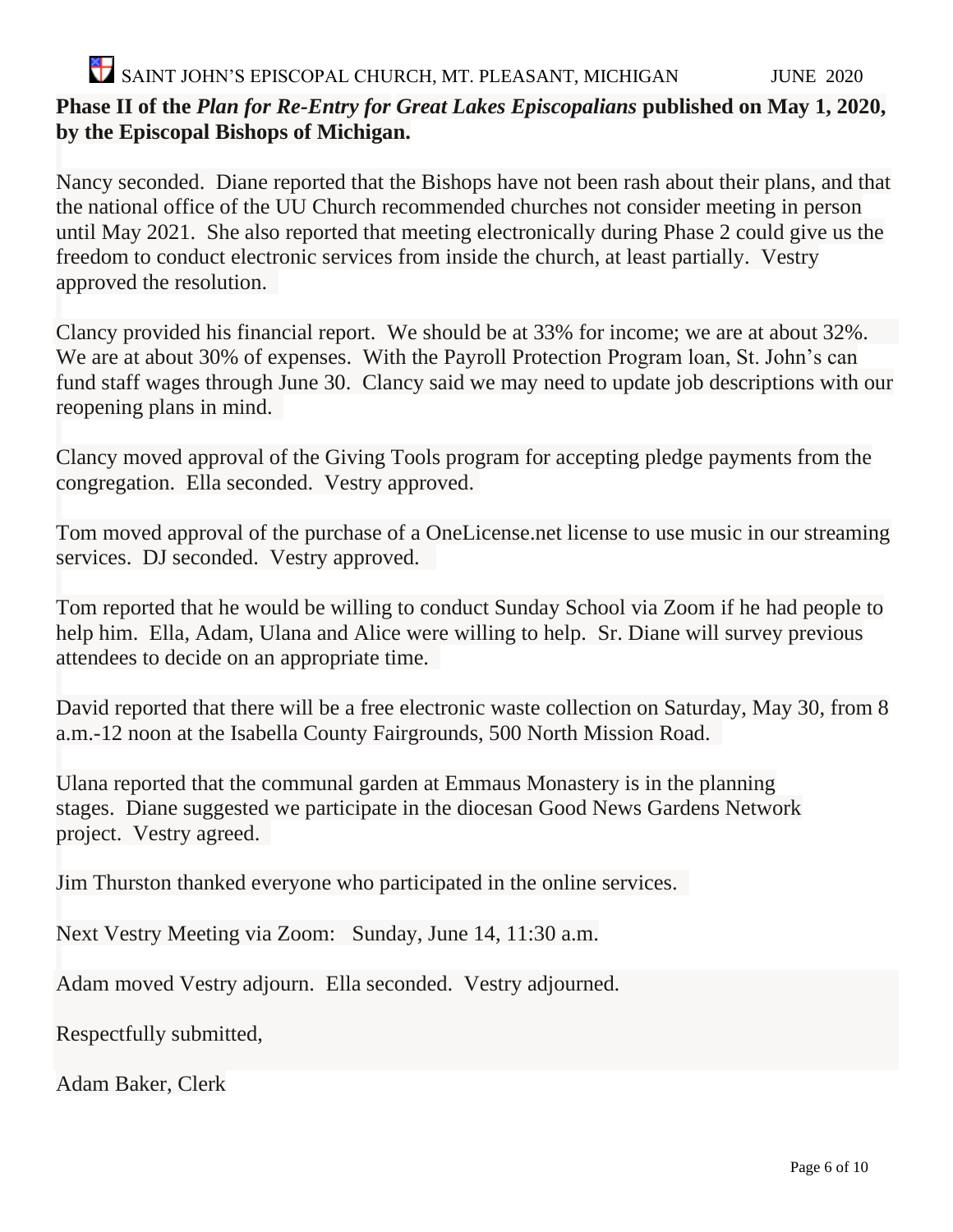**Phase II of the *Plan for Re-Entry for Great Lakes Episcopalians* published on May 1, 2020, by the Episcopal Bishops of Michigan.**

Nancy seconded. Diane reported that the Bishops have not been rash about their plans, and that the national office of the UU Church recommended churches not consider meeting in person until May 2021. She also reported that meeting electronically during Phase 2 could give us the freedom to conduct electronic services from inside the church, at least partially. Vestry approved the resolution.

Clancy provided his financial report. We should be at 33% for income; we are at about 32%. We are at about 30% of expenses. With the Payroll Protection Program loan, St. John's can fund staff wages through June 30. Clancy said we may need to update job descriptions with our reopening plans in mind.

Clancy moved approval of the Giving Tools program for accepting pledge payments from the congregation. Ella seconded. Vestry approved.

Tom moved approval of the purchase of a OneLicense.net license to use music in our streaming services. DJ seconded. Vestry approved.

Tom reported that he would be willing to conduct Sunday School via Zoom if he had people to help him. Ella, Adam, Ulana and Alice were willing to help. Sr. Diane will survey previous attendees to decide on an appropriate time.

David reported that there will be a free electronic waste collection on Saturday, May 30, from 8 a.m.-12 noon at the Isabella County Fairgrounds, 500 North Mission Road.

Ulana reported that the communal garden at Emmaus Monastery is in the planning stages. Diane suggested we participate in the diocesan Good News Gardens Network project. Vestry agreed.

Jim Thurston thanked everyone who participated in the online services.

Next Vestry Meeting via Zoom: Sunday, June 14, 11:30 a.m.

Adam moved Vestry adjourn. Ella seconded. Vestry adjourned.

Respectfully submitted,

Adam Baker, Clerk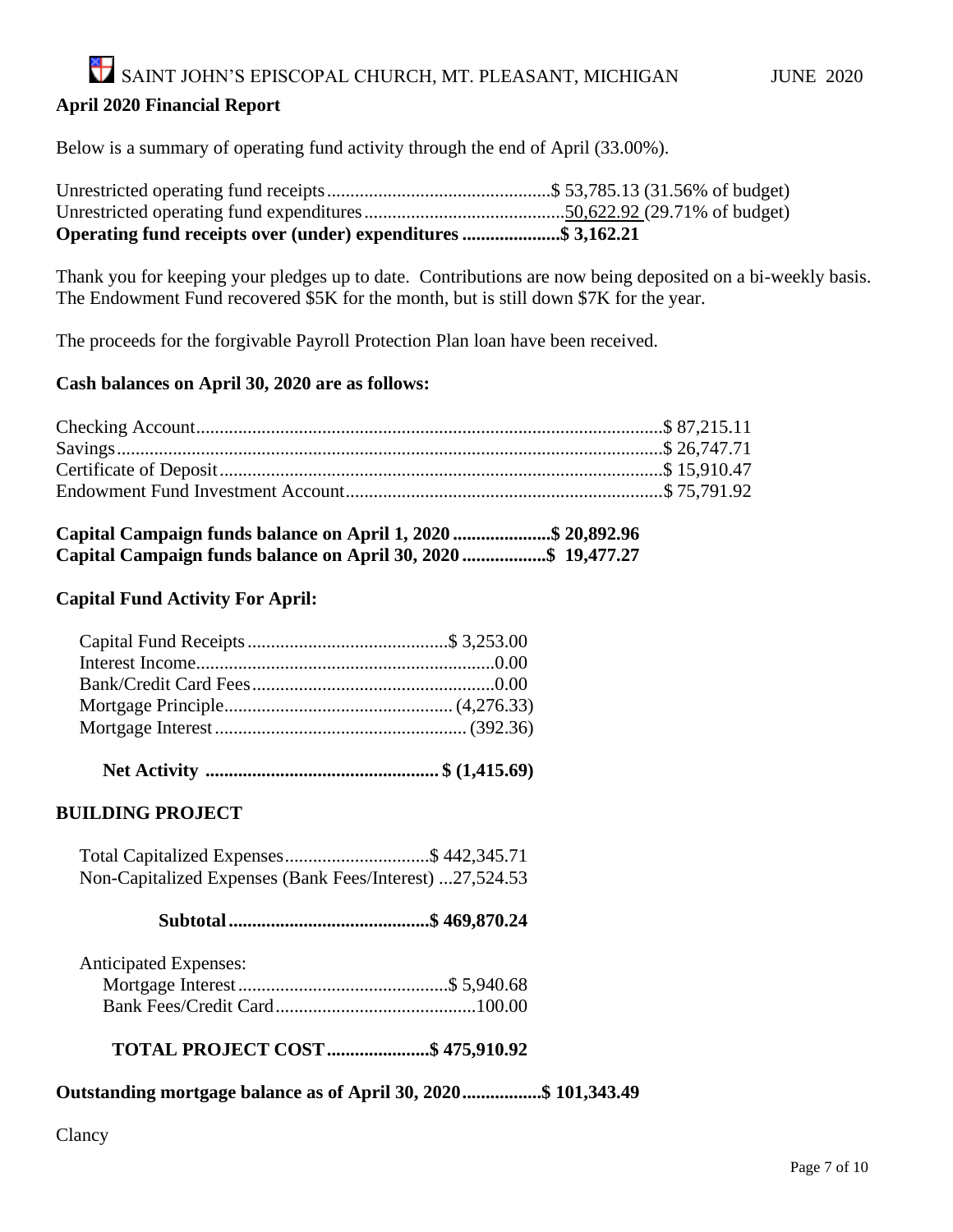## April 2020 Financial Report

Below is a summary of operating fund activity through the end of April (33.00%).

Unrestricted operating fund receipts................................................$ 53,785.13 (31.56% of budget)
Unrestricted operating fund expenditures...........................................50,622.92 (29.71% of budget)
**Operating fund receipts over (under) expenditures .....................$ 3,162.21**

Thank you for keeping your pledges up to date. Contributions are now being deposited on a bi-weekly basis. The Endowment Fund recovered $5K for the month, but is still down $7K for the year.

The proceeds for the forgivable Payroll Protection Plan loan have been received.

**Cash balances on April 30, 2020 are as follows:**

Checking Account...................................................................................................$ 87,215.11
Savings...................................................................................................................$ 26,747.71
Certificate of Deposit..............................................................................................$ 15,910.47
Endowment Fund Investment Account....................................................................$ 75,791.92

**Capital Campaign funds balance on April 1, 2020 .....................$ 20,892.96**
**Capital Campaign funds balance on April 30, 2020 ..................$ 19,477.27**

**Capital Fund Activity For April:**

Capital Fund Receipts...........................................$ 3,253.00
Interest Income................................................................0.00
Bank/Credit Card Fees....................................................0.00
Mortgage Principle................................................. (4,276.33)
Mortgage Interest...................................................... (392.36)

**Net Activity .................................................. $ (1,415.69)**

**BUILDING PROJECT**

Total Capitalized Expenses...............................$ 442,345.71
Non-Capitalized Expenses (Bank Fees/Interest) ...27,524.53

**Subtotal...........................................$ 469,870.24**

Anticipated Expenses:
Mortgage Interest.............................................$ 5,940.68
Bank Fees/Credit Card...........................................100.00

**TOTAL PROJECT COST......................$ 475,910.92**

**Outstanding mortgage balance as of April 30, 2020.................$ 101,343.49**

Clancy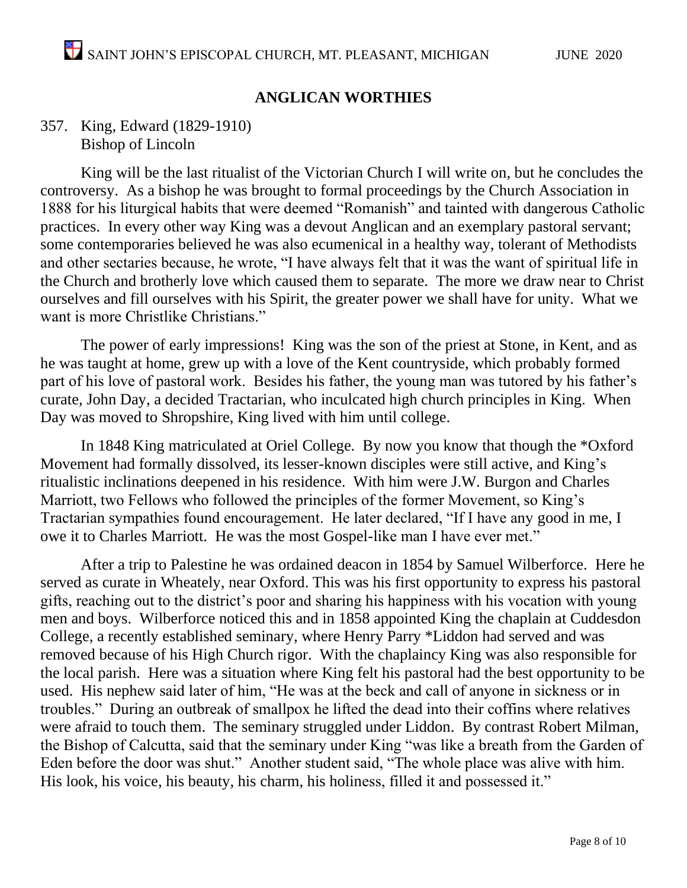## ANGLICAN WORTHIES

357. King, Edward (1829-1910)
Bishop of Lincoln

King will be the last ritualist of the Victorian Church I will write on, but he concludes the controversy. As a bishop he was brought to formal proceedings by the Church Association in 1888 for his liturgical habits that were deemed "Romanish" and tainted with dangerous Catholic practices. In every other way King was a devout Anglican and an exemplary pastoral servant; some contemporaries believed he was also ecumenical in a healthy way, tolerant of Methodists and other sectaries because, he wrote, "I have always felt that it was the want of spiritual life in the Church and brotherly love which caused them to separate. The more we draw near to Christ ourselves and fill ourselves with his Spirit, the greater power we shall have for unity. What we want is more Christlike Christians."

The power of early impressions! King was the son of the priest at Stone, in Kent, and as he was taught at home, grew up with a love of the Kent countryside, which probably formed part of his love of pastoral work. Besides his father, the young man was tutored by his father's curate, John Day, a decided Tractarian, who inculcated high church principles in King. When Day was moved to Shropshire, King lived with him until college.

In 1848 King matriculated at Oriel College. By now you know that though the *Oxford Movement had formally dissolved, its lesser-known disciples were still active, and King's ritualistic inclinations deepened in his residence. With him were J.W. Burgon and Charles Marriott, two Fellows who followed the principles of the former Movement, so King's Tractarian sympathies found encouragement. He later declared, "If I have any good in me, I owe it to Charles Marriott. He was the most Gospel-like man I have ever met."

After a trip to Palestine he was ordained deacon in 1854 by Samuel Wilberforce. Here he served as curate in Wheately, near Oxford. This was his first opportunity to express his pastoral gifts, reaching out to the district's poor and sharing his happiness with his vocation with young men and boys. Wilberforce noticed this and in 1858 appointed King the chaplain at Cuddesdon College, a recently established seminary, where Henry Parry *Liddon had served and was removed because of his High Church rigor. With the chaplaincy King was also responsible for the local parish. Here was a situation where King felt his pastoral had the best opportunity to be used. His nephew said later of him, "He was at the beck and call of anyone in sickness or in troubles." During an outbreak of smallpox he lifted the dead into their coffins where relatives were afraid to touch them. The seminary struggled under Liddon. By contrast Robert Milman, the Bishop of Calcutta, said that the seminary under King "was like a breath from the Garden of Eden before the door was shut." Another student said, "The whole place was alive with him. His look, his voice, his beauty, his charm, his holiness, filled it and possessed it."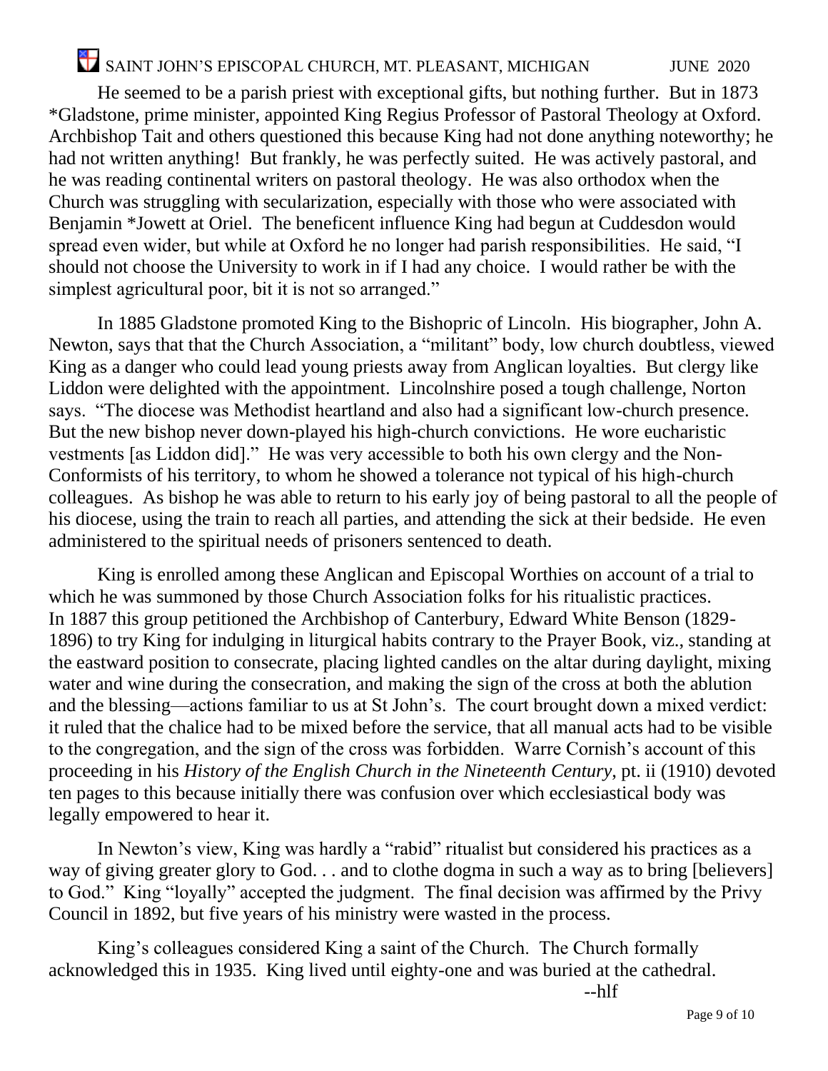He seemed to be a parish priest with exceptional gifts, but nothing further. But in 1873 *Gladstone, prime minister, appointed King Regius Professor of Pastoral Theology at Oxford. Archbishop Tait and others questioned this because King had not done anything noteworthy; he had not written anything! But frankly, he was perfectly suited. He was actively pastoral, and he was reading continental writers on pastoral theology. He was also orthodox when the Church was struggling with secularization, especially with those who were associated with Benjamin *Jowett at Oriel. The beneficent influence King had begun at Cuddesdon would spread even wider, but while at Oxford he no longer had parish responsibilities. He said, "I should not choose the University to work in if I had any choice. I would rather be with the simplest agricultural poor, bit it is not so arranged."

In 1885 Gladstone promoted King to the Bishopric of Lincoln. His biographer, John A. Newton, says that that the Church Association, a "militant" body, low church doubtless, viewed King as a danger who could lead young priests away from Anglican loyalties. But clergy like Liddon were delighted with the appointment. Lincolnshire posed a tough challenge, Norton says. "The diocese was Methodist heartland and also had a significant low-church presence. But the new bishop never down-played his high-church convictions. He wore eucharistic vestments [as Liddon did]." He was very accessible to both his own clergy and the Non-Conformists of his territory, to whom he showed a tolerance not typical of his high-church colleagues. As bishop he was able to return to his early joy of being pastoral to all the people of his diocese, using the train to reach all parties, and attending the sick at their bedside. He even administered to the spiritual needs of prisoners sentenced to death.

King is enrolled among these Anglican and Episcopal Worthies on account of a trial to which he was summoned by those Church Association folks for his ritualistic practices. In 1887 this group petitioned the Archbishop of Canterbury, Edward White Benson (1829-1896) to try King for indulging in liturgical habits contrary to the Prayer Book, viz., standing at the eastward position to consecrate, placing lighted candles on the altar during daylight, mixing water and wine during the consecration, and making the sign of the cross at both the ablution and the blessing—actions familiar to us at St John's. The court brought down a mixed verdict: it ruled that the chalice had to be mixed before the service, that all manual acts had to be visible to the congregation, and the sign of the cross was forbidden. Warre Cornish's account of this proceeding in his *History of the English Church in the Nineteenth Century,* pt. ii (1910) devoted ten pages to this because initially there was confusion over which ecclesiastical body was legally empowered to hear it.

In Newton's view, King was hardly a "rabid" ritualist but considered his practices as a way of giving greater glory to God. . . and to clothe dogma in such a way as to bring [believers] to God." King "loyally" accepted the judgment. The final decision was affirmed by the Privy Council in 1892, but five years of his ministry were wasted in the process.

King's colleagues considered King a saint of the Church. The Church formally acknowledged this in 1935. King lived until eighty-one and was buried at the cathedral.

--hlf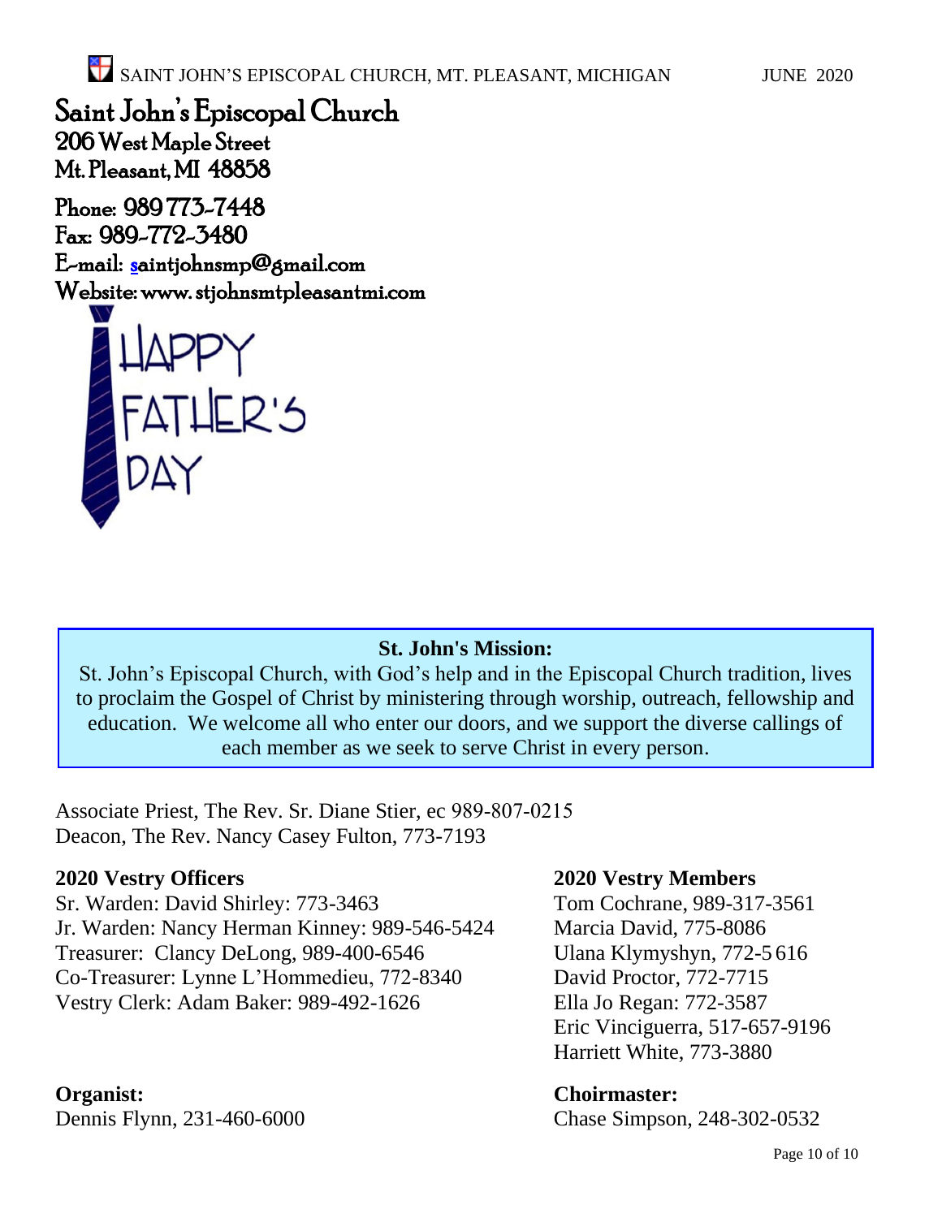# Saint John's Episcopal Church

206 West Maple Street
Mt. Pleasant, MI 48858

Phone: 989 773-7448
Fax: 989-772-3480
E-mail: saintjohnsmp@gmail.com
Website: www. stjohnsmtpleasantmi.com

HAPPY FATHER'S DAY

**St. John's Mission:**

St. John's Episcopal Church, with God's help and in the Episcopal Church tradition, lives to proclaim the Gospel of Christ by ministering through worship, outreach, fellowship and education. We welcome all who enter our doors, and we support the diverse callings of each member as we seek to serve Christ in every person.

Associate Priest, The Rev. Sr. Diane Stier, ec 989-807-0215
Deacon, The Rev. Nancy Casey Fulton, 773-7193

**2020 Vestry Officers**

Sr. Warden: David Shirley: 773-3463
Jr. Warden: Nancy Herman Kinney: 989-546-5424
Treasurer: Clancy DeLong, 989-400-6546
Co-Treasurer: Lynne L'Hommedieu, 772-8340
Vestry Clerk: Adam Baker: 989-492-1626

**2020 Vestry Members**

Tom Cochrane, 989-317-3561
Marcia David, 775-8086
Ulana Klymyshyn, 772-5 616
David Proctor, 772-7715
Ella Jo Regan: 772-3587
Eric Vinciguerra, 517-657-9196
Harriett White, 773-3880

**Organist:**
Dennis Flynn, 231-460-6000

**Choirmaster:**
Chase Simpson, 248-302-0532